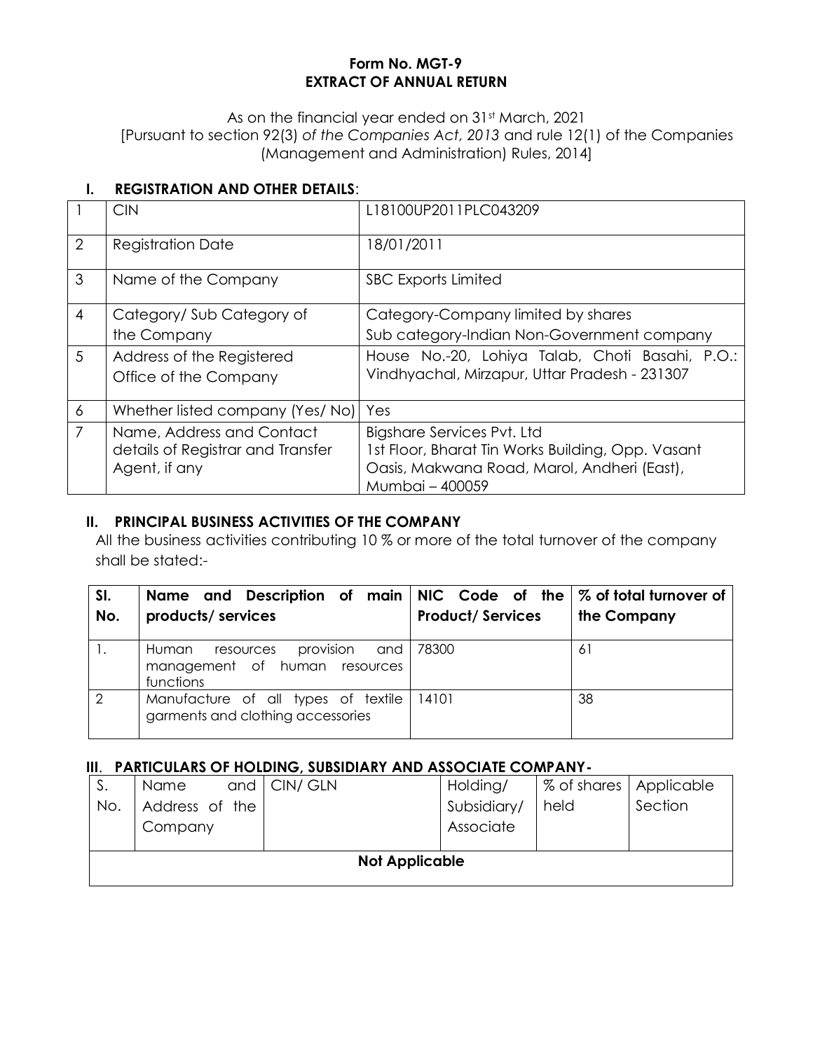**Form No. MGT-9**
**EXTRACT OF ANNUAL RETURN**

As on the financial year ended on 31st March, 2021
[Pursuant to section 92(3) *of the Companies Act, 2013* and rule 12(1) of the Companies (Management and Administration) Rules, 2014]

## I. REGISTRATION AND OTHER DETAILS:

| | | |
|---|---|---|
| 1 | CIN | L18100UP2011PLC043209 |
| 2 | Registration Date | 18/01/2011 |
| 3 | Name of the Company | SBC Exports Limited |
| 4 | Category/ Sub Category of the Company | Category-Company limited by shares<br>Sub category-Indian Non-Government company |
| 5 | Address of the Registered Office of the Company | House No.-20, Lohiya Talab, Choti Basahi, P.O.: Vindhyachal, Mirzapur, Uttar Pradesh - 231307 |
| 6 | Whether listed company (Yes/ No) | Yes |
| 7 | Name, Address and Contact details of Registrar and Transfer Agent, if any | Bigshare Services Pvt. Ltd<br>1st Floor, Bharat Tin Works Building, Opp. Vasant Oasis, Makwana Road, Marol, Andheri (East), Mumbai – 400059 |

## II. PRINCIPAL BUSINESS ACTIVITIES OF THE COMPANY

All the business activities contributing 10 % or more of the total turnover of the company shall be stated:-

| Sl. No. | Name and Description of main products/ services | NIC Code of the Product/ Services | % of total turnover of the Company |
|---|---|---|---|
| 1. | Human resources provision and management of human resources functions | 78300 | 61 |
| 2 | Manufacture of all types of textile garments and clothing accessories | 14101 | 38 |

## III. PARTICULARS OF HOLDING, SUBSIDIARY AND ASSOCIATE COMPANY-

| S. No. | Name and Address of the Company | CIN/ GLN | Holding/ Subsidiary/ Associate | % of shares held | Applicable Section |
|---|---|---|---|---|---|
| **Not Applicable** | | | | | |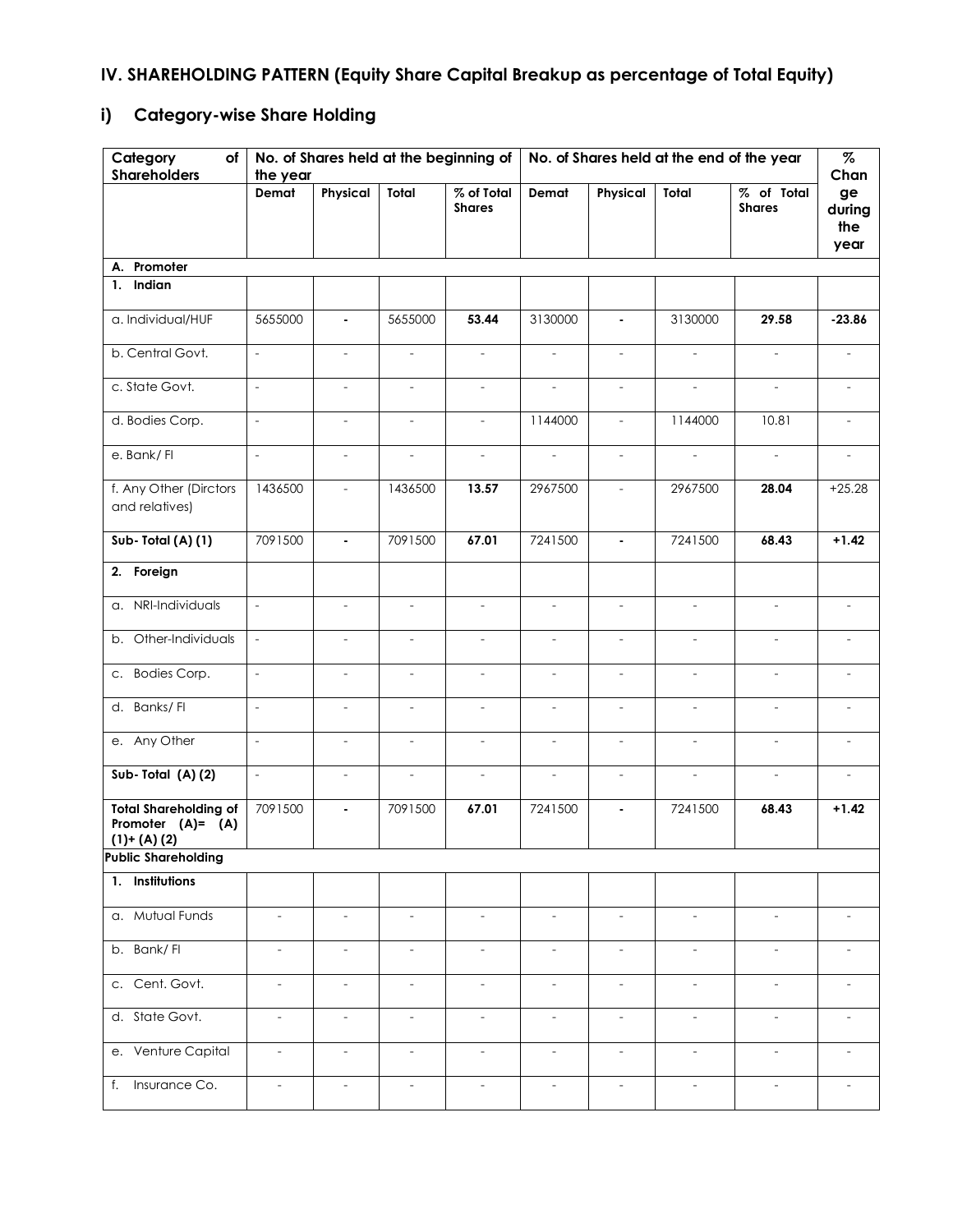## IV. SHAREHOLDING PATTERN (Equity Share Capital Breakup as percentage of Total Equity)

### i) Category-wise Share Holding

| Category of Shareholders | No. of Shares held at the beginning of the year | | | | No. of Shares held at the end of the year | | | | % Change during the year |
|---|---|---|---|---|---|---|---|---|---|
| | Demat | Physical | Total | % of Total Shares | Demat | Physical | Total | % of Total Shares | |
| **A. Promoter** | | | | | | | | | |
| **1. Indian** | | | | | | | | | |
| a. Individual/HUF | 5655000 | - | 5655000 | **53.44** | 3130000 | - | 3130000 | **29.58** | **-23.86** |
| b. Central Govt. | - | - | - | - | - | - | - | - | - |
| c. State Govt. | - | - | - | - | - | - | - | - | - |
| d. Bodies Corp. | - | - | - | - | 1144000 | - | 1144000 | 10.81 | - |
| e. Bank/ FI | - | - | - | - | - | - | - | - | - |
| f. Any Other (Dirctors and relatives) | 1436500 | - | 1436500 | **13.57** | 2967500 | - | 2967500 | **28.04** | +25.28 |
| **Sub- Total (A) (1)** | 7091500 | - | 7091500 | **67.01** | 7241500 | - | 7241500 | **68.43** | **+1.42** |
| **2. Foreign** | | | | | | | | | |
| a. NRI-Individuals | - | - | - | - | - | - | - | - | - |
| b. Other-Individuals | - | - | - | - | - | - | - | - | - |
| c. Bodies Corp. | - | - | - | - | - | - | - | - | - |
| d. Banks/ FI | - | - | - | - | - | - | - | - | - |
| e. Any Other | - | - | - | - | - | - | - | - | - |
| **Sub- Total (A) (2)** | - | - | - | - | - | - | - | - | - |
| **Total Shareholding of Promoter (A)= (A)(1)+ (A) (2)** | 7091500 | - | 7091500 | **67.01** | 7241500 | - | 7241500 | **68.43** | **+1.42** |
| **Public Shareholding** | | | | | | | | | |
| **1. Institutions** | | | | | | | | | |
| a. Mutual Funds | - | - | - | - | - | - | - | - | - |
| b. Bank/ FI | - | - | - | - | - | - | - | - | - |
| c. Cent. Govt. | - | - | - | - | - | - | - | - | - |
| d. State Govt. | - | - | - | - | - | - | - | - | - |
| e. Venture Capital | - | - | - | - | - | - | - | - | - |
| f. Insurance Co. | - | - | - | - | - | - | - | - | - |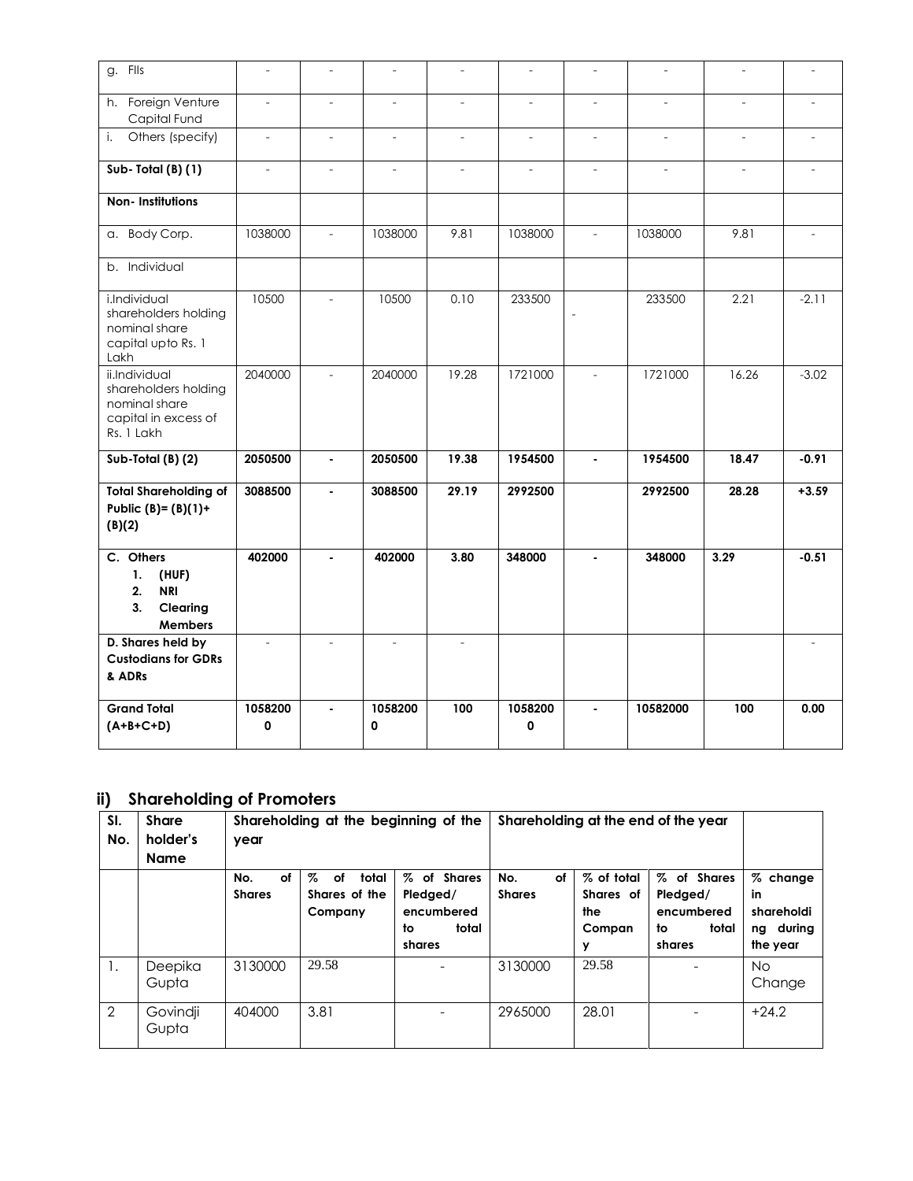| g. FIIs | - | - | - | - | - | - | - | - | - |
|---|---|---|---|---|---|---|---|---|---|
| h. Foreign Venture Capital Fund | - | - | - | - | - | - | - | - | - |
| i. Others (specify) | - | - | - | - | - | - | - | - | - |
| **Sub- Total (B) (1)** | - | - | - | - | - | - | - | - | - |
| **Non- Institutions** | | | | | | | | | |
| a. Body Corp. | 1038000 | - | 1038000 | 9.81 | 1038000 | - | 1038000 | 9.81 | - |
| b. Individual | | | | | | | | | |
| i.Individual shareholders holding nominal share capital upto Rs. 1 Lakh | 10500 | - | 10500 | 0.10 | 233500 | - | 233500 | 2.21 | -2.11 |
| ii.Individual shareholders holding nominal share capital in excess of Rs. 1 Lakh | 2040000 | - | 2040000 | 19.28 | 1721000 | - | 1721000 | 16.26 | -3.02 |
| **Sub-Total (B) (2)** | **2050500** | **-** | **2050500** | **19.38** | **1954500** | **-** | **1954500** | **18.47** | **-0.91** |
| **Total Shareholding of Public (B)= (B)(1)+ (B)(2)** | **3088500** | **-** | **3088500** | **29.19** | **2992500** | | **2992500** | **28.28** | **+3.59** |
| **C. Others 1. (HUF) 2. NRI 3. Clearing Members** | **402000** | **-** | **402000** | **3.80** | **348000** | **-** | **348000** | **3.29** | **-0.51** |
| **D. Shares held by Custodians for GDRs & ADRs** | - | - | - | - | | | | | - |
| **Grand Total (A+B+C+D)** | **10582000** | **-** | **10582000** | **100** | **10582000** | **-** | **10582000** | **100** | **0.00** |

## ii) Shareholding of Promoters

| Sl. No. | Share holder's Name | Shareholding at the beginning of the year | | | Shareholding at the end of the year | | | |
|---|---|---|---|---|---|---|---|---|
| | | **No. of Shares** | **% of total Shares of the Company** | **% of Shares Pledged/ encumbered to total shares** | **No. of Shares** | **% of total Shares of the Company** | **% of Shares Pledged/ encumbered to total shares** | **% change in shareholding during the year** |
| 1. | Deepika Gupta | 3130000 | 29.58 | - | 3130000 | 29.58 | - | No Change |
| 2 | Govindji Gupta | 404000 | 3.81 | - | 2965000 | 28.01 | - | +24.2 |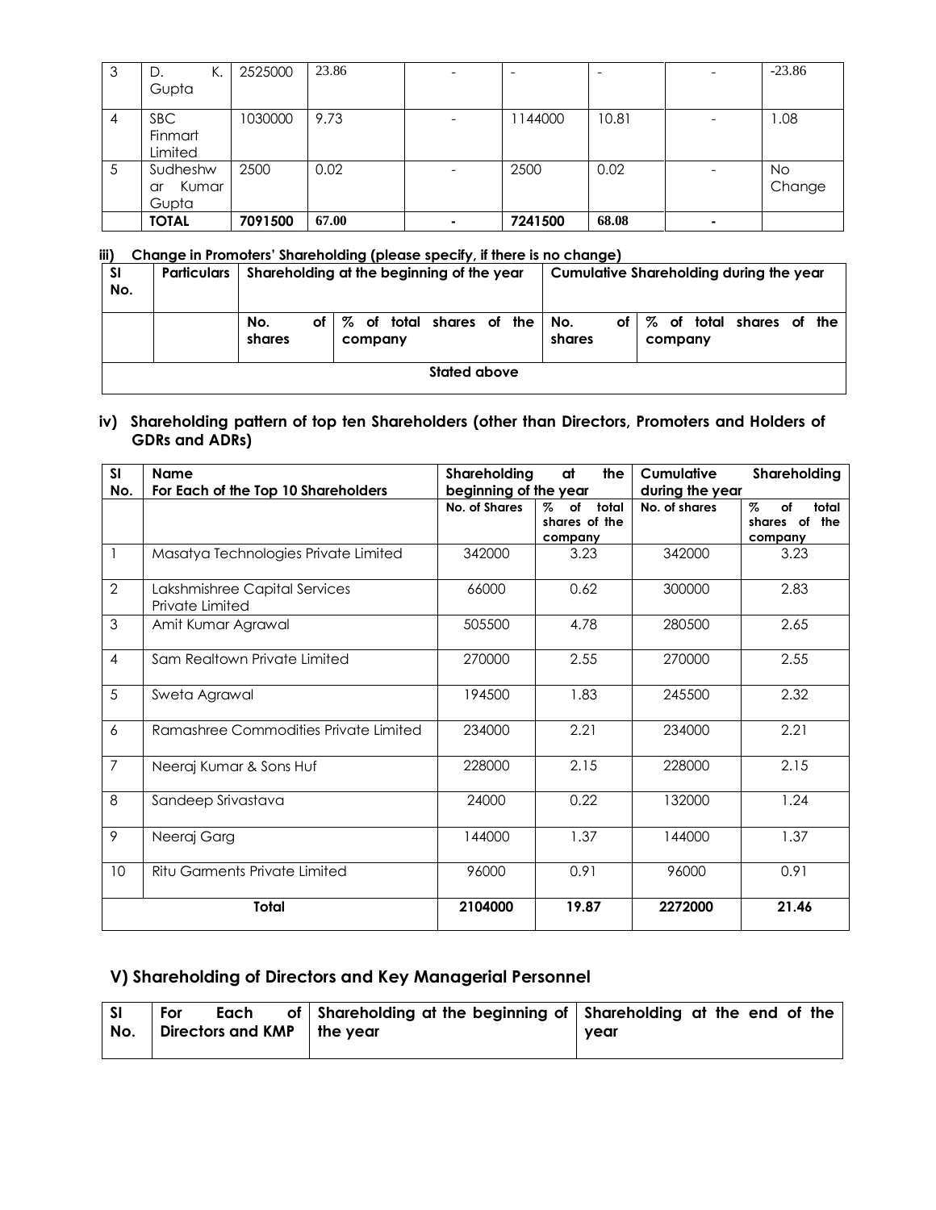| 3 | D. K. Gupta | 2525000 | 23.86 | - | - | - | - | -23.86 |
|---|---|---|---|---|---|---|---|---|
| 4 | SBC Finmart Limited | 1030000 | 9.73 | - | 1144000 | 10.81 | - | 1.08 |
| 5 | Sudheshwar Kumar Gupta | 2500 | 0.02 | - | 2500 | 0.02 | - | No Change |
| | **TOTAL** | **7091500** | **67.00** | **-** | **7241500** | **68.08** | **-** | |

**iii) Change in Promoters' Shareholding (please specify, if there is no change)**

| Sl No. | Particulars | Shareholding at the beginning of the year | | Cumulative Shareholding during the year | |
|---|---|---|---|---|---|
| | | No. of shares | % of total shares of the company | No. of shares | % of total shares of the company |
| Stated above | | | | | |

**iv) Shareholding pattern of top ten Shareholders (other than Directors, Promoters and Holders of GDRs and ADRs)**

| Sl No. | Name For Each of the Top 10 Shareholders | Shareholding at the beginning of the year | | Cumulative Shareholding during the year | |
|---|---|---|---|---|---|
| | | No. of Shares | % of total shares of the company | No. of shares | % of total shares of the company |
| 1 | Masatya Technologies Private Limited | 342000 | 3.23 | 342000 | 3.23 |
| 2 | Lakshmishree Capital Services Private Limited | 66000 | 0.62 | 300000 | 2.83 |
| 3 | Amit Kumar Agrawal | 505500 | 4.78 | 280500 | 2.65 |
| 4 | Sam Realtown Private Limited | 270000 | 2.55 | 270000 | 2.55 |
| 5 | Sweta Agrawal | 194500 | 1.83 | 245500 | 2.32 |
| 6 | Ramashree Commodities Private Limited | 234000 | 2.21 | 234000 | 2.21 |
| 7 | Neeraj Kumar & Sons Huf | 228000 | 2.15 | 228000 | 2.15 |
| 8 | Sandeep Srivastava | 24000 | 0.22 | 132000 | 1.24 |
| 9 | Neeraj Garg | 144000 | 1.37 | 144000 | 1.37 |
| 10 | Ritu Garments Private Limited | 96000 | 0.91 | 96000 | 0.91 |
| **Total** | | **2104000** | **19.87** | **2272000** | **21.46** |

## V) Shareholding of Directors and Key Managerial Personnel

| Sl No. | For Each of Directors and KMP | Shareholding at the beginning of the year | Shareholding at the end of the year |
|---|---|---|---|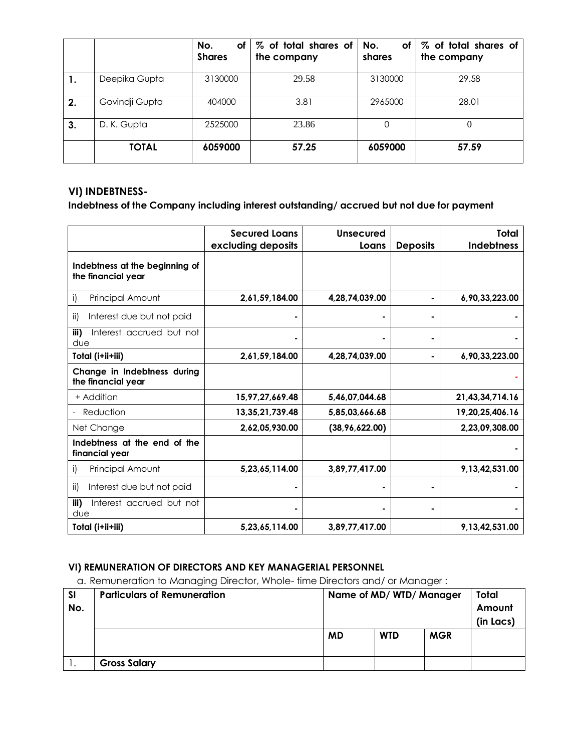| | | No. of Shares | % of total shares of the company | No. of shares | % of total shares of the company |
|---|---|---|---|---|---|
| 1. | Deepika Gupta | 3130000 | 29.58 | 3130000 | 29.58 |
| 2. | Govindji Gupta | 404000 | 3.81 | 2965000 | 28.01 |
| 3. | D. K. Gupta | 2525000 | 23.86 | 0 | 0 |
| | **TOTAL** | **6059000** | **57.25** | **6059000** | **57.59** |

### VI) INDEBTNESS-

**Indebtness of the Company including interest outstanding/ accrued but not due for payment**

| | Secured Loans excluding deposits | Unsecured Loans | Deposits | Total Indebtness |
|---|---|---|---|---|
| **Indebtness at the beginning of the financial year** | | | | |
| i) Principal Amount | **2,61,59,184.00** | **4,28,74,039.00** | **-** | **6,90,33,223.00** |
| ii) Interest due but not paid | **-** | **-** | **-** | **-** |
| **iii)** Interest accrued but not due | **-** | **-** | **-** | **-** |
| **Total (i+ii+iii)** | **2,61,59,184.00** | **4,28,74,039.00** | **-** | **6,90,33,223.00** |
| **Change in Indebtness during the financial year** | | | | - |
| + Addition | **15,97,27,669.48** | **5,46,07,044.68** | | **21,43,34,714.16** |
| - Reduction | **13,35,21,739.48** | **5,85,03,666.68** | | **19,20,25,406.16** |
| Net Change | **2,62,05,930.00** | **(38,96,622.00)** | | **2,23,09,308.00** |
| **Indebtness at the end of the financial year** | | | | **-** |
| i) Principal Amount | **5,23,65,114.00** | **3,89,77,417.00** | | **9,13,42,531.00** |
| ii) Interest due but not paid | **-** | **-** | **-** | **-** |
| **iii)** Interest accrued but not due | **-** | **-** | **-** | **-** |
| **Total (i+ii+iii)** | **5,23,65,114.00** | **3,89,77,417.00** | | **9,13,42,531.00** |

### VI) REMUNERATION OF DIRECTORS AND KEY MANAGERIAL PERSONNEL

a. Remuneration to Managing Director, Whole- time Directors and/ or Manager :

| Sl No. | Particulars of Remuneration | Name of MD/ WTD/ Manager | | | Total Amount (in Lacs) |
|---|---|---|---|---|---|
| | | **MD** | **WTD** | **MGR** | |
| 1. | **Gross Salary** | | | | |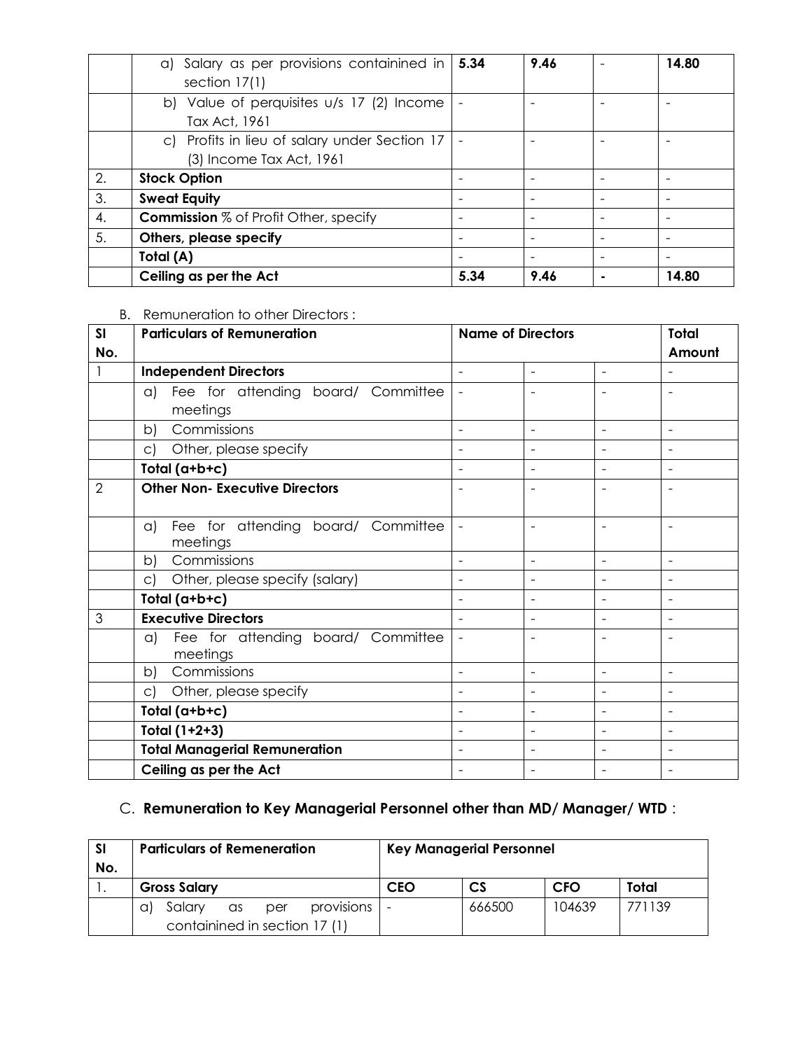|  |  |  |  |  |  |
|---|---|---|---|---|---|
|  | a) Salary as per provisions containined in section 17(1) | **5.34** | **9.46** | - | **14.80** |
|  | b) Value of perquisites u/s 17 (2) Income Tax Act, 1961 | - | - | - | - |
|  | c) Profits in lieu of salary under Section 17 (3) Income Tax Act, 1961 | - | - | - | - |
| 2. | **Stock Option** | - | - | - | - |
| 3. | **Sweat Equity** | - | - | - | - |
| 4. | **Commission** % of Profit Other, specify | - | - | - | - |
| 5. | **Others, please specify** | - | - | - | - |
|  | **Total (A)** | - | - | - | - |
|  | **Ceiling as per the Act** | **5.34** | **9.46** | **-** | **14.80** |

B. Remuneration to other Directors :

| **Sl No.** | **Particulars of Remuneration** | **Name of Directors** |  |  | **Total Amount** |
|---|---|---|---|---|---|
| 1 | **Independent Directors** | - | - | - | - |
|  | a) Fee for attending board/ Committee meetings | - | - | - | - |
|  | b) Commissions | - | - | - | - |
|  | c) Other, please specify | - | - | - | - |
|  | **Total (a+b+c)** | - | - | - | - |
| 2 | **Other Non- Executive Directors** | - | - | - | - |
|  | a) Fee for attending board/ Committee meetings | - | - | - | - |
|  | b) Commissions | - | - | - | - |
|  | c) Other, please specify (salary) | - | - | - | - |
|  | **Total (a+b+c)** | - | - | - | - |
| 3 | **Executive Directors** | - | - | - | - |
|  | a) Fee for attending board/ Committee meetings | - | - | - | - |
|  | b) Commissions | - | - | - | - |
|  | c) Other, please specify | - | - | - | - |
|  | **Total (a+b+c)** | - | - | - | - |
|  | **Total (1+2+3)** | - | - | - | - |
|  | **Total Managerial Remuneration** | - | - | - | - |
|  | **Ceiling as per the Act** | - | - | - | - |

## C. **Remuneration to Key Managerial Personnel other than MD/ Manager/ WTD** :

| **Sl No.** | **Particulars of Remeneration** | **Key Managerial Personnel** |  |  |  |
|---|---|---|---|---|---|
| 1. | **Gross Salary** | **CEO** | **CS** | **CFO** | **Total** |
|  | a) Salary as per provisions containined in section 17 (1) | - | 666500 | 104639 | 771139 |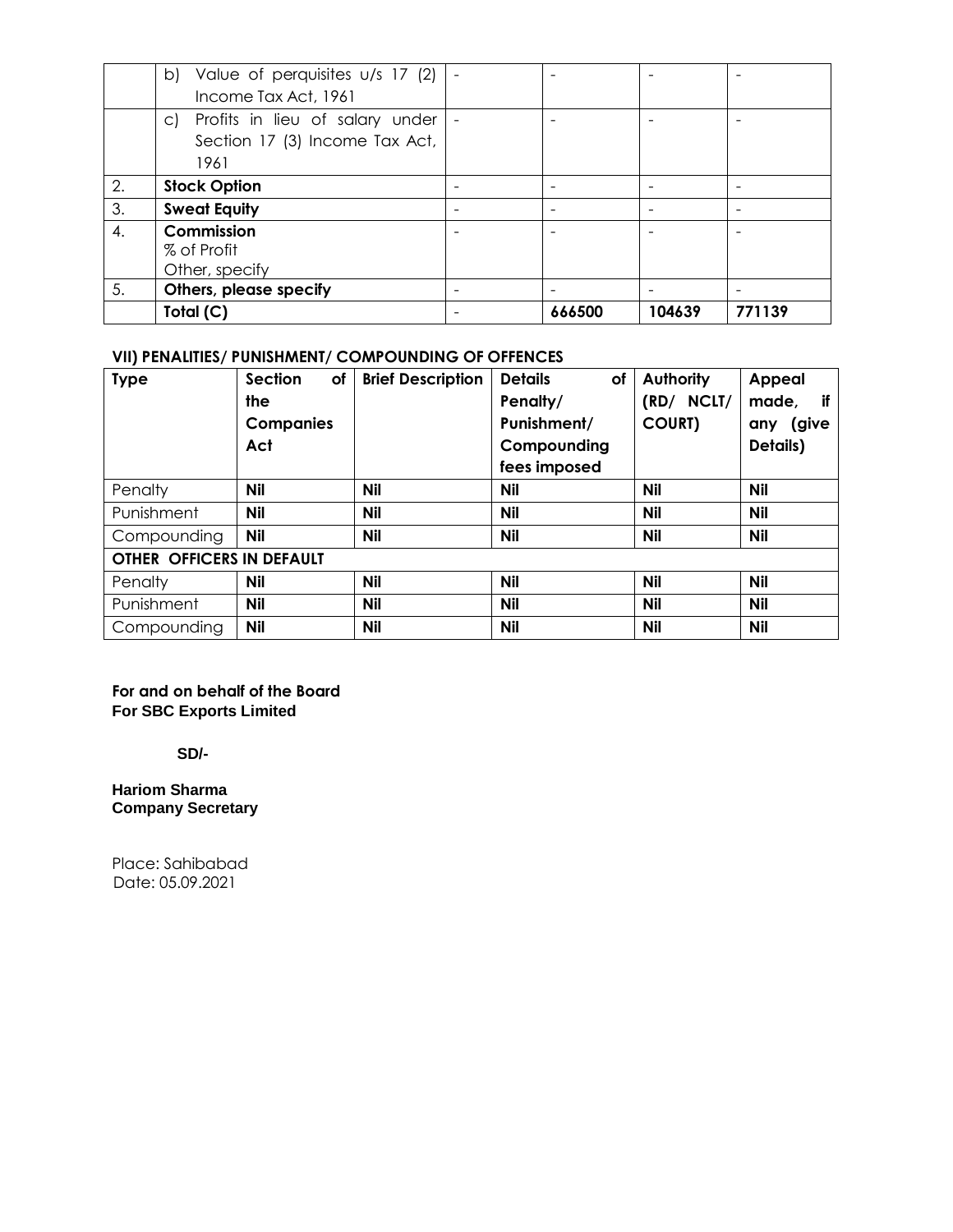| | | | | | |
|---|---|---|---|---|---|
| | b) Value of perquisites u/s 17 (2) Income Tax Act, 1961 | - | - | - | - |
| | c) Profits in lieu of salary under Section 17 (3) Income Tax Act, 1961 | - | - | - | - |
| 2. | **Stock Option** | - | - | - | - |
| 3. | **Sweat Equity** | - | - | - | - |
| 4. | **Commission**<br>% of Profit<br>Other, specify | - | - | - | - |
| 5. | **Others, please specify** | - | - | - | - |
| | **Total (C)** | - | **666500** | **104639** | **771139** |

**VII) PENALITIES/ PUNISHMENT/ COMPOUNDING OF OFFENCES**

| **Type** | **Section of the Companies Act** | **Brief Description** | **Details of Penalty/ Punishment/ Compounding fees imposed** | **Authority (RD/ NCLT/ COURT)** | **Appeal made, if any (give Details)** |
|---|---|---|---|---|---|
| Penalty | **Nil** | **Nil** | **Nil** | **Nil** | **Nil** |
| Punishment | **Nil** | **Nil** | **Nil** | **Nil** | **Nil** |
| Compounding | **Nil** | **Nil** | **Nil** | **Nil** | **Nil** |
| **OTHER OFFICERS IN DEFAULT** | | | | | |
| Penalty | **Nil** | **Nil** | **Nil** | **Nil** | **Nil** |
| Punishment | **Nil** | **Nil** | **Nil** | **Nil** | **Nil** |
| Compounding | **Nil** | **Nil** | **Nil** | **Nil** | **Nil** |

**For and on behalf of the Board**
**For SBC Exports Limited**

**SD/-**

**Hariom Sharma**
**Company Secretary**

Place: Sahibabad
Date: 05.09.2021